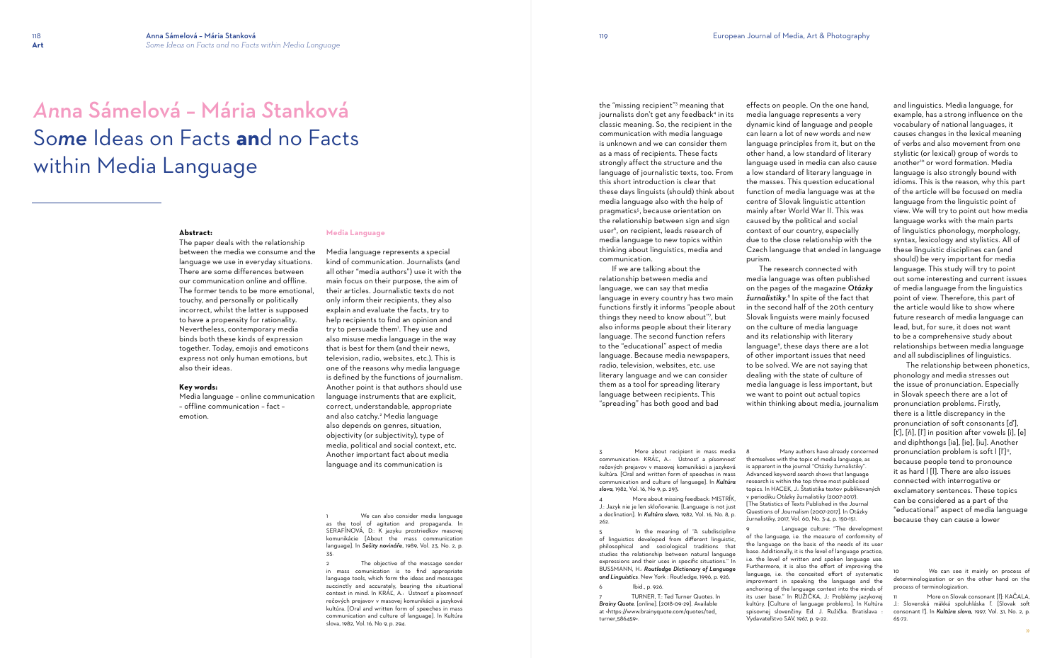# Anna Sámelová – Mária Stanková
# Some Ideas on Facts and no Facts within Media Language

**Abstract:**

The paper deals with the relationship between the media we consume and the language we use in everyday situations. There are some differences between our communication online and offline. The former tends to be more emotional, touchy, and personally or politically incorrect, whilst the latter is supposed to have a propensity for rationality. Nevertheless, contemporary media binds both these kinds of expression together. Today, emojis and emoticons express not only human emotions, but also their ideas.

**Key words:**

Media language – online communication – offline communication – fact – emotion.

## Media Language

Media language represents a special kind of communication. Journalists (and all other "media authors") use it with the main focus on their purpose, the aim of their articles. Journalistic texts do not only inform their recipients, they also explain and evaluate the facts, try to help recipients to find an opinion and try to persuade them[1]. They use and also misuse media language in the way that is best for them (and their news, television, radio, websites, etc.). This is one of the reasons why media language is defined by the functions of journalism. Another point is that authors should use language instruments that are explicit, correct, understandable, appropriate and also catchy.[2] Media language also depends on genres, situation, objectivity (or subjectivity), type of media, political and social context, etc. Another important fact about media language and its communication is the "missing recipient"[3] meaning that journalists don't get any feedback[4] in its classic meaning. So, the recipient in the communication with media language is unknown and we can consider them as a mass of recipients. These facts strongly affect the structure and the language of journalistic texts, too. From this short introduction is clear that these days linguists (should) think about media language also with the help of pragmatics[5], because orientation on the relationship between sign and sign user[6], on recipient, leads research of media language to new topics within thinking about linguistics, media and communication.

If we are talking about the relationship between media and language, we can say that media language in every country has two main functions firstly it informs "people about things they need to know about"[7], but also informs people about their literary language. The second function refers to the "educational" aspect of media language. Because media newspapers, radio, television, websites, etc. use literary language and we can consider them as a tool for spreading literary language between recipients. This "spreading" has both good and bad effects on people. On the one hand, media language represents a very dynamic kind of language and people can learn a lot of new words and new language principles from it, but on the other hand, a low standard of literary language used in media can also cause a low standard of literary language in the masses. This question educational function of media language was at the centre of Slovak linguistic attention mainly after World War II. This was caused by the political and social context of our country, especially due to the close relationship with the Czech language that ended in language purism.

The research connected with media language was often published on the pages of the magazine ***Otázky žurnalistiky***.[8] In spite of the fact that in the second half of the 20th century Slovak linguists were mainly focused on the culture of media language and its relationship with literary language[9], these days there are a lot of other important issues that need to be solved. We are not saying that dealing with the state of culture of media language is less important, but we want to point out actual topics within thinking about media, journalism and linguistics. Media language, for example, has a strong influence on the vocabulary of national languages, it causes changes in the lexical meaning of verbs and also movement from one stylistic (or lexical) group of words to another[10] or word formation. Media language is also strongly bound with idioms. This is the reason, why this part of the article will be focused on media language from the linguistic point of view. We will try to point out how media language works with the main parts of linguistics phonology, morphology, syntax, lexicology and stylistics. All of these linguistic disciplines can (and should) be very important for media language. This study will try to point out some interesting and current issues of media language from the linguistics point of view. Therefore, this part of the article would like to show where future research of media language can lead, but, for sure, it does not want to be a comprehensive study about relationships between media language and all subdisciplines of linguistics.

The relationship between phonetics, phonology and media stresses out the issue of pronunciation. Especially in Slovak speech there are a lot of pronunciation problems. Firstly, there is a little discrepancy in the pronunciation of soft consonants [ď], [ť], [ň], [ľ] in position after vowels [i], [e] and diphthongs [ia], [ie], [iu]. Another pronunciation problem is soft l [ľ][11], because people tend to pronounce it as hard l [l]. There are also issues connected with interrogative or exclamatory sentences. These topics can be considered as a part of the "educational" aspect of media language because they can cause a lower

---

1 We can also consider media language as the tool of agitation and propaganda. In SERAFÍNOVÁ, D.: K jazyku prostriedkov masovej komunikácie [About the mass communication language]. In ***Sešity novináře***, 1989, Vol. 23, No. 2, p. 35.

2 The objective of the message sender in mass communication is to find appropriate language tools, which form the ideas and messages succinctly and accurately, bearing the situational context in mind. In KRÁĽ, A.: Ústnosť a písomnosť rečových prejavov v masovej komunikácii a jazyková kultúra. [Oral and written form of speeches in mass communication and culture of language]. In Kultúra slova, 1982, Vol. 16, No 9, p. 294.

3 More about recipient in mass media communication: KRÁĽ, A.: Ústnosť a písomnosť rečových prejavov v masovej komunikácii a jazyková kultúra. [Oral and written form of speeches in mass communication and culture of language]. In ***Kultúra slova***, 1982, Vol. 16, No 9, p. 293.

4 More about missing feedback: MISTRÍK, J.: Jazyk nie je len skloňovanie. [Language is not just a declination]. In ***Kultúra slova***, 1982, Vol. 16, No. 8, p. 262.

5 In the meaning of "A subdiscipline of linguistics developed from different linguistic, philosophical and sociological traditions that studies the relationship between natural language expressions and their uses in specific situations." In BUSSMANN, H.: ***Routledge Dictionary of Language and Linguistics***. New York : Routledge, 1996, p. 926.

6 Ibid., p. 926.

7 TURNER, T.: Ted Turner Quotes. In ***Brainy Quote***. [online]. [2018-09-29]. Available at <https://www.brainyquote.com/quotes/ted_turner_586459>.

8 Many authors have already concerned themselves with the topic of media language, as is apparent in the journal "Otázky žurnalistiky". Advanced keyword search shows that language research is within the top three most publicised topics. In HACEK, J.: Štatistika textov publikovaných v periodiku Otázky žurnalistiky (2007-2017). [The Statistics of Texts Published in the Journal Questions of Journalism (2007-2017)]. In Otázky žurnalistiky, 2017, Vol. 60, No. 3-4, p. 150-151.

9 Language culture: "The development of the language, i.e. the measure of conformity of the language on the basis of the needs of its user base. Additionally, it is the level of language practice, i.e. the level of written and spoken language use. Furthermore, it is also the effort of improving the language, i.e. the conceited effort of systematic improvement in speaking the language and the anchoring of the language context into the minds of its user base." In RUŽIČKA, J.: Problémy jazykovej kultúry. [Culture of language problems]. In Kultúra spisovnej slovenčiny. Ed. J. Ružička. Bratislava : Vydavateľstvo SAV, 1967, p. 9-22.

10 We can see it mainly on process of determinologization or on the other hand on the process of terminologization.

11 More on Slovak consonant [ľ]: KAČALA, J.: Slovenská mäkká spoluhláska ľ. [Slovak soft consonant ľ]. In ***Kultúra slova***, 1997, Vol. 31, No. 2, p. 65-72.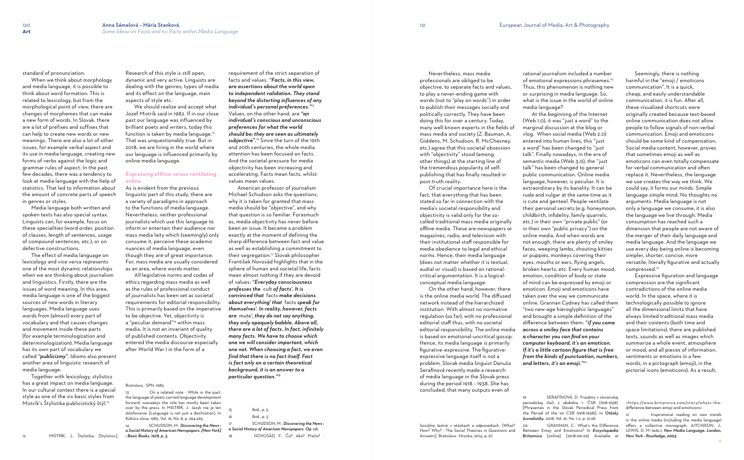standard of pronunciation.

When we think about morphology and media language, it is possible to think about word formation. This is related to lexicology, but from the morphological point of view, there are changes of morphemes that can make a new form of words. In Slovak, there are a lot of prefixes and suffixes that can help to create new words or new meanings. There are also a lot of other issues, for example verbal aspect and its use in media language, creating new forms of verbs against the logic and grammar rules of aspect. In the past few decades, there was a tendency to look at media language with the help of statistics. That led to information about the amount of concrete parts of speech in genres or styles.

Media language both written and spoken texts has also special syntax. Linguists can, for example, focus on these specialities (word order, position of clauses, length of sentences, usage of compound sentences, etc.), or on defective constructions.

The effect of media language on lexicology and vice versa represents one of the most dynamic relationships when we are thinking about journalism and linguistics. Firstly, there are the issues of word meaning. In this area, media language is one of the biggest sources of new words in literary languages. Media language uses words from (almost) every part of vocabulary and that causes changes and movement inside these parts (for example terminologization and determinologization). Media language has its own part of vocabulary we called *"publicizmy"*. Idioms also present another area of linguistic research of media language.

Together with lexicology, stylistics has a great impact on media language. In our cultural context there is a special style as one of the six basic styles from Mistrík's Štylistika publicistický štýl.[12] Research of this style is still open, dynamic and very active. Linguists are dealing with the genres, types of media and its effect on the language, main aspects of style etc.

We should realize and accept what Jozef Mistrík said in 1982. If in our close past our language was influenced by brilliant poets and writers, today this function is taken by media language.[13] That was unquestionably true. But in 2018, we are living in the world where our language is influenced primarily by online media language.

## Expressing offline versus ventilating online

As is evident from the previous linguistic part of this study, there are a variety of paradigms in approach to the functions of media language. Nevertheless, neither professional journalists which use this language to inform or entertain their audience nor mass media laity which (seemingly) only consume it, perceive these academic nuances of media language, even though they are of great importance. For, mass media are usually considered as an area, where words matter.

All legislative norms and codes of ethics regarding mass media as well as the rules of professional conduct of journalists has been set as societal requirements for editorial responsibility. This is primarily based on the imperative to be objective. Yet, objectivity is a "peculiar demand"[14] within mass media. It is not an invariant of quality of published contents. Objectivity entered the media discourse especially after World War I in the form of a requirement of the strict separation of facts and values. ***"Facts, in this view, are assertions about the world open to independent validation. They stand beyond the distorting influences of any individual's personal preferences."***[15] Values, on the other hand, are ***"an individual's conscious and unconscious preferences for what the world should be; they are seen as ultimately subjective"***.[16] Since the turn of the 19th and 20th centuries, the whole media attention has been focused on facts. And the societal pressure for media objectivity has been increasing and accelerating. Facts mean facts, whilst values mean values.

American professor of journalism Michael Schudson asks the questions, why it is taken for granted that mass media should be "objective", and why that question is so familiar. Forasmuch as, media objectivity has never before been an issue. It became a problem exactly at the moment of defining the sharp difference between fact and value as well as establishing a commitment to their segregation.[17] Slovak philosopher František Novosád highlights that in the sphere of human and societal life, facts mean almost nothing if they are devoid of values: ***"Everyday consciousness professes the*** cult ***of facts'. It is convinced that*** facts ***make decisions about everything' that*** facts ***speak for themselves'. In reality, however, facts are*** mute', ***they do not say anything, they only opaquely babble. Above all, there are a lot of facts. In fact, infinitely many facts. We have to choose which one we will consider important, which one not. When choosing a fact, we even find that there is no fact itself. Fact is fact only on a certain theoretical background, it is an answer to a particular question."***[18]

Nevertheless, mass media professionals are obliged to be objective, to separate facts and values, to play a never-ending game with words (not to "play on words") in order to publish their messages socially and politically correctly. They have been doing this for over a century. Today, many well-known experts in the fields of mass media and society (Z. Bauman, A. Giddens, M. Schudson, R. McChesney, etc.) agree that this societal obsession with "objectivity" stood (among other things) at the starting line of the tremendous popularity of self-publishing that has finally resulted in post-truth reality.

Of crucial importance here is the fact, that everything that has been stated so far in connection with the media's societal responsibility and objectivity is valid only for the so-called traditional mass media originally offline media. These are newspapers or magazines, radio, and television with their institutional staff responsible for media obedience to legal and ethical norms. Hence, their media language (does not matter whether it is textual, audial or visual) is based on rational-critical argumentation. It is a logical-conceptual media language.

On the other hand, however, there is the online media world. The diffused network instead of the hierarchized institution. With almost no normative regulation (so far), with no professional editorial staff thus, with no societal editorial responsibility. The online media is based on emotional-uncritical gossip. Hence, its media language is primarily figurative-expressive. The figurative-expressive language itself is not a problem. Slovak media linguist Danuša Serafínová recently made a research of media language in the Slovak press during the period 1918 – 1938. She has concluded, that many outputs even of rational journalism included a number of emotional expressions phrasemes.[19] Thus, this phenomenon is nothing new or surprising in media language. So, what is the issue in the world of online media language?

At the beginning of the Internet (Web 1.0), it was "just a word" to the marginal discussion at the blog or vlog. When social media (Web 2.0) entered into human lives, this "just a word" has been changed to "just talk". Finally nowadays, in the era of semantic media (Web 3.0), the "just talk" has been changed to general public communication. Online media language, however, is peculiar. It is extraordinary by its banality. It can be rude and vulgar at the same time as it is cute and genteel. People ventilate their personal secrets (e.g. honeymoon, childbirth, infidelity, family quarrels, etc.) in their own "private public" (or in their own "public privacy") on the online media. And when words are not enough, there are plenty of smiley faces, weeping lambs, shouting kitties or puppies, monkeys covering their eyes, mouths or ears, flying angels, broken hearts, etc. Every human mood, emotion, condition of body or state of mind can be expressed by emoji or emoticon. Emoji and emoticons have taken over the way we communicate online. Grannan Cydney has called them "two new-age hieroglyphic languages" and brought a simple definition of the difference between them: ***"if you come across a smiley face that contains a character you can find on your computer keyboard, it's an emoticon. If it's a little cartoon figure that is free from the binds of punctuation, numbers, and letters, it's an emoji."***[20]

Seemingly, there is nothing harmful in the "emoji / emoticons communication". It is a quick, cheap, and easily understandable communication, it is fun. After all, these visualized shortcuts were originally created because text-based online communication does not allow people to follow signals of non-verbal communication. Emoji and emoticons should be some kind of compensation. Social media content, however, proves that sometimes emoji as well as emoticons can even totally compensate for verbal communication and often replace it. Nevertheless, the language we use creates the way we think. We could say, it forms our minds. Simple language simple mind. No thoughts no arguments. Media language is not only a language we consume, it is also the language we live through. Media consumption has reached such a dimension that people are not aware of the merger of their daily language and media language. And the language we use every day being online is becoming simpler, shorter, concise, more versatile, literally figurative and actually compressed.[21]

Expressive figuration and language compression are the significant contradictions of the online media world. In the space, where it is technologically possible to ignore all the dimensional limits that have always limited traditional mass media and their contents (both time and space limitations), there are published texts, sounds as well as images which summarize a whole event, atmosphere or mood, and all pieces of information, sentiments or emotions in a few words, in a pictograph (emoji), in the pictorial icons (emoticons). As a result,

---

12 MISTRÍK, J.: Štylistika. [Stylistics]. Bratislava : SPN, 1985.

13 On a related note - While in the past, the language of poets carried language development forward, nowadays the role has mostly been taken over by the press. In MISTRÍK, J.: Jazyk nie je len skloňovanie. [Language is not just a declination]. In Kultúra slova, 1982, Vol. 16, No. 8, p. 264-265.

14 SCHUDSON, M.: ***Discovering the News : a Social History of American Newspapers. [New York] : Basic Books, 1978, p. 3.***

15 Ibid., p. 5.

16 Ibid., p. 5.

17 SCHUDSON, M.: ***Discovering the News : a Social History of American Newspapers. Op. cit.***

18 NOVOSÁD, F.: Čo? Ako? Prečo? : Sociálne teórie v otázkach a odpovediach. [What? How? Why? : The Social Theories in Questions and Answers]. Bratislava : Hronka, 2014, p. 97.

19 SERAFÍNOVÁ. D.: Frazémy v slovenskej periodickej tlači z obdobia 1. ČSR (1918-1938). [Phrasemes in the Slovak Periodical Press from the Period of the 1st CSR (1918-1938)]. In ***Otázky žurnalistiky***, 2018, Vol. 61, No. 1-2, p. 12-28.

20 GRANNAN, C.: What's the Difference Between Emoji and Emoticons? In ***Encyclopædia Britannica***. [online]. [2018-09-29]. Available at: <https://www.britannica.com/story/whats-the-difference-between-emoji-and-emoticons>.

21 Inspirational reading on new trends in the online media (including the media language) offers a collective monograph: AITCHISON, J., LEWIS, D. M. (eds.): ***New Media Language. London, New York : Routledge, 2003.***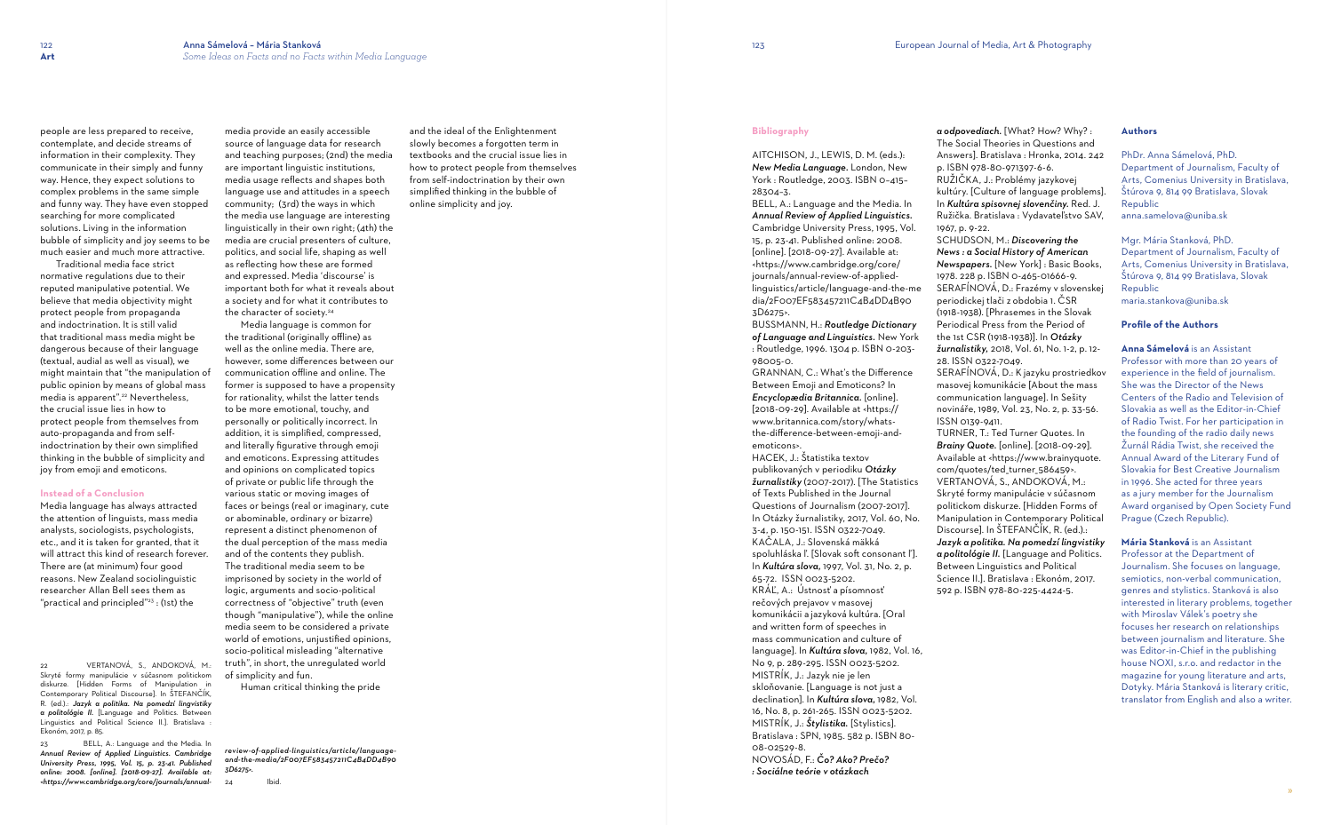people are less prepared to receive, contemplate, and decide streams of information in their complexity. They communicate in their simply and funny way. Hence, they expect solutions to complex problems in the same simple and funny way. They have even stopped searching for more complicated solutions. Living in the information bubble of simplicity and joy seems to be much easier and much more attractive.

Traditional media face strict normative regulations due to their reputed manipulative potential. We believe that media objectivity might protect people from propaganda and indoctrination. It is still valid that traditional mass media might be dangerous because of their language (textual, audial as well as visual), we might maintain that "the manipulation of public opinion by means of global mass media is apparent".[22] Nevertheless, the crucial issue lies in how to protect people from themselves from auto-propaganda and from self-indoctrination by their own simplified thinking in the bubble of simplicity and joy from emoji and emoticons.

## Instead of a Conclusion

Media language has always attracted the attention of linguists, mass media analysts, sociologists, psychologists, etc., and it is taken for granted, that it will attract this kind of research forever. There are (at minimum) four good reasons. New Zealand sociolinguistic researcher Allan Bell sees them as "practical and principled"[23] : (1st) the media provide an easily accessible source of language data for research and teaching purposes; (2nd) the media are important linguistic institutions, media usage reflects and shapes both language use and attitudes in a speech community; (3rd) the ways in which the media use language are interesting linguistically in their own right; (4th) the media are crucial presenters of culture, politics, and social life, shaping as well as reflecting how these are formed and expressed. Media 'discourse' is important both for what it reveals about a society and for what it contributes to the character of society.[24]

Media language is common for the traditional (originally offline) as well as the online media. There are, however, some differences between our communication offline and online. The former is supposed to have a propensity for rationality, whilst the latter tends to be more emotional, touchy, and personally or politically incorrect. In addition, it is simplified, compressed, and literally figurative through emoji and emoticons. Expressing attitudes and opinions on complicated topics of private or public life through the various static or moving images of faces or beings (real or imaginary, cute or abominable, ordinary or bizarre) represent a distinct phenomenon of the dual perception of the mass media and of the contents they publish. The traditional media seem to be imprisoned by society in the world of logic, arguments and socio-political correctness of "objective" truth (even though "manipulative"), while the online media seem to be considered a private world of emotions, unjustified opinions, socio-political misleading "alternative truth", in short, the unregulated world of simplicity and fun.

Human critical thinking the pride and the ideal of the Enlightenment slowly becomes a forgotten term in textbooks and the crucial issue lies in how to protect people from themselves from self-indoctrination by their own simplified thinking in the bubble of online simplicity and joy.

[22] VERTANOVÁ, S., ANDOKOVÁ, M.: Skryté formy manipulácie v súčasnom politickom diskurze. [Hidden Forms of Manipulation in Contemporary Political Discourse]. In ŠTEFANČÍK, R. (ed.).: *Jazyk a politika. Na pomedzí lingvistiky a politológie II.* [Language and Politics. Between Linguistics and Political Science II.]. Bratislava : Ekonóm, 2017, p. 85.

[23] BELL, A.: Language and the Media. In *Annual Review of Applied Linguistics. Cambridge University Press, 1995, Vol. 15, p. 23-41. Published online: 2008. [online]. [2018-09-27]. Available at: <https://www.cambridge.org/core/journals/annual-review-of-applied-linguistics/article/language-and-the-media/2F007EF583457211C4B4DD4B903D6275>.*

[24] Ibid.

## Bibliography

AITCHISON, J., LEWIS, D. M. (eds.): ***New Media Language.*** London, New York : Routledge, 2003. ISBN 0–415–28304-3.

BELL, A.: Language and the Media. In ***Annual Review of Applied Linguistics.*** Cambridge University Press, 1995, Vol. 15, p. 23-41. Published online: 2008. [online]. [2018-09-27]. Available at: <https://www.cambridge.org/core/journals/annual-review-of-applied-linguistics/article/language-and-the-media/2F007EF583457211C4B4DD4B903D6275>.

BUSSMANN, H.: ***Routledge Dictionary of Language and Linguistics.*** New York : Routledge, 1996. 1304 p. ISBN 0-203-98005-0.

GRANNAN, C.: What's the Difference Between Emoji and Emoticons? In ***Encyclopædia Britannica.*** [online]. [2018-09-29]. Available at <https://www.britannica.com/story/whats-the-difference-between-emoji-and-emoticons>.

HACEK, J.: Štatistika textov publikovaných v periodiku ***Otázky žurnalistiky*** (2007-2017). [The Statistics of Texts Published in the Journal Questions of Journalism (2007-2017)]. In Otázky žurnalistiky, 2017, Vol. 60, No. 3-4, p. 150-151. ISSN 0322-7049.

KAČALA, J.: Slovenská mäkká spoluhláska ľ. [Slovak soft consonant ľ]. In ***Kultúra slova,*** 1997, Vol. 31, No. 2, p. 65-72. ISSN 0023-5202.

KRÁĽ, A.: Ústnosť a písomnosť rečových prejavov v masovej komunikácii a jazyková kultúra. [Oral and written form of speeches in mass communication and culture of language]. In ***Kultúra slova,*** 1982, Vol. 16, No 9, p. 289-295. ISSN 0023-5202.

MISTRÍK, J.: Jazyk nie je len skloňovanie. [Language is not just a declination]. In ***Kultúra slova,*** 1982, Vol. 16, No. 8, p. 261-265. ISSN 0023-5202.

MISTRÍK, J.: ***Štylistika.*** [Stylistics]. Bratislava : SPN, 1985. 582 p. ISBN 80-08-02529-8.

NOVOSÁD, F.: ***Čo? Ako? Prečo? : Sociálne teórie v otázkach a odpovediach.*** [What? How? Why? : The Social Theories in Questions and Answers]. Bratislava : Hronka, 2014. 242 p. ISBN 978-80-971397-6-6.

RUŽIČKA, J.: Problémy jazykovej kultúry. [Culture of language problems]. In ***Kultúra spisovnej slovenčiny.*** Red. J. Ružička. Bratislava : Vydavateľstvo SAV, 1967, p. 9-22.

SCHUDSON, M.: ***Discovering the News : a Social History of American Newspapers.*** [New York] : Basic Books, 1978. 228 p. ISBN 0-465-01666-9.

SERAFÍNOVÁ, D.: Frazémy v slovenskej periodickej tlači z obdobia 1. ČSR (1918-1938). [Phrasemes in the Slovak Periodical Press from the Period of the 1st CSR (1918-1938)]. In ***Otázky žurnalistiky,*** 2018, Vol. 61, No. 1-2, p. 12-28. ISSN 0322-7049.

SERAFÍNOVÁ, D.: K jazyku prostriedkov masovej komunikácie [About the mass communication language]. In Sešity novináře, 1989, Vol. 23, No. 2, p. 33-56. ISSN 0139-9411.

TURNER, T.: Ted Turner Quotes. In ***Brainy Quote.*** [online]. [2018-09-29]. Available at <https://www.brainyquote.com/quotes/ted_turner_586459>.

VERTANOVÁ, S., ANDOKOVÁ, M.: Skryté formy manipulácie v súčasnom politickom diskurze. [Hidden Forms of Manipulation in Contemporary Political Discourse]. In ŠTEFANČÍK, R. (ed.).: ***Jazyk a politika. Na pomedzí lingvistiky a politológie II.*** [Language and Politics. Between Linguistics and Political Science II.]. Bratislava : Ekonóm, 2017. 592 p. ISBN 978-80-225-4424-5.

## Authors

PhDr. Anna Sámelová, PhD.
Department of Journalism, Faculty of Arts, Comenius University in Bratislava, Štúrova 9, 814 99 Bratislava, Slovak Republic
anna.samelova@uniba.sk

Mgr. Mária Stanková, PhD.
Department of Journalism, Faculty of Arts, Comenius University in Bratislava, Štúrova 9, 814 99 Bratislava, Slovak Republic
maria.stankova@uniba.sk

## Profile of the Authors

**Anna Sámelová** is an Assistant Professor with more than 20 years of experience in the field of journalism. She was the Director of the News Centers of the Radio and Television of Slovakia as well as the Editor-in-Chief of Radio Twist. For her participation in the founding of the radio daily news Žurnál Rádia Twist, she received the Annual Award of the Literary Fund of Slovakia for Best Creative Journalism in 1996. She acted for three years as a jury member for the Journalism Award organised by Open Society Fund Prague (Czech Republic).

**Mária Stanková** is an Assistant Professor at the Department of Journalism. She focuses on language, semiotics, non-verbal communication, genres and stylistics. Stanková is also interested in literary problems, together with Miroslav Válek's poetry she focuses her research on relationships between journalism and literature. She was Editor-in-Chief in the publishing house NOXI, s.r.o. and redactor in the magazine for young literature and arts, Dotyky. Mária Stanková is literary critic, translator from English and also a writer.